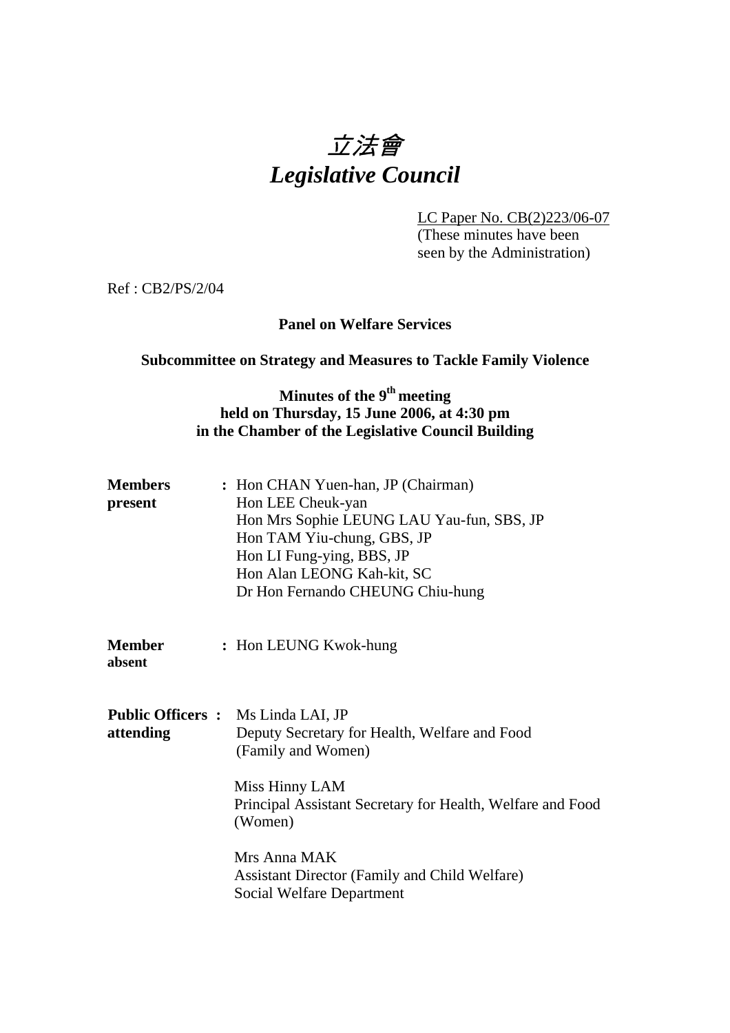# 立法會
# *Legislative Council*

LC Paper No. CB(2)223/06-07
(These minutes have been seen by the Administration)

Ref : CB2/PS/2/04

**Panel on Welfare Services**

**Subcommittee on Strategy and Measures to Tackle Family Violence**

**Minutes of the 9th meeting**
**held on Thursday, 15 June 2006, at 4:30 pm**
**in the Chamber of the Legislative Council Building**

| | |
|---|---|
| **Members present** | : Hon CHAN Yuen-han, JP (Chairman)<br>Hon LEE Cheuk-yan<br>Hon Mrs Sophie LEUNG LAU Yau-fun, SBS, JP<br>Hon TAM Yiu-chung, GBS, JP<br>Hon LI Fung-ying, BBS, JP<br>Hon Alan LEONG Kah-kit, SC<br>Dr Hon Fernando CHEUNG Chiu-hung |
| **Member absent** | : Hon LEUNG Kwok-hung |
| **Public Officers attending** | : Ms Linda LAI, JP<br>Deputy Secretary for Health, Welfare and Food (Family and Women)<br><br>Miss Hinny LAM<br>Principal Assistant Secretary for Health, Welfare and Food (Women)<br><br>Mrs Anna MAK<br>Assistant Director (Family and Child Welfare)<br>Social Welfare Department |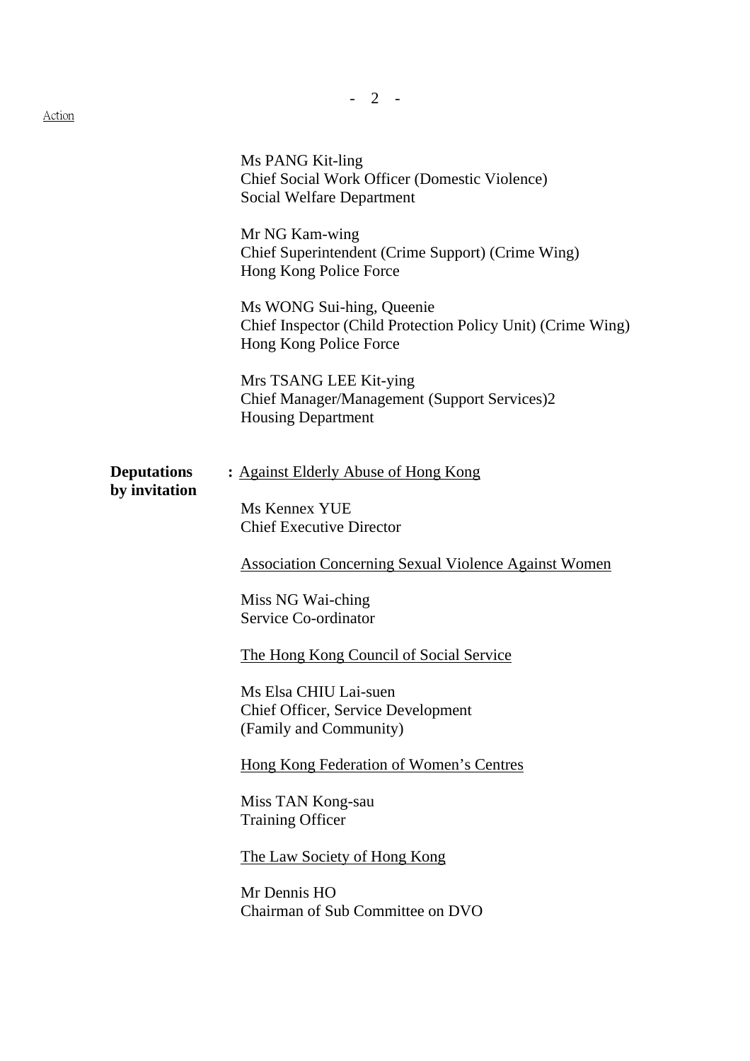Action

Ms PANG Kit-ling
Chief Social Work Officer (Domestic Violence)
Social Welfare Department

Mr NG Kam-wing
Chief Superintendent (Crime Support) (Crime Wing)
Hong Kong Police Force

Ms WONG Sui-hing, Queenie
Chief Inspector (Child Protection Policy Unit) (Crime Wing)
Hong Kong Police Force

Mrs TSANG LEE Kit-ying
Chief Manager/Management (Support Services)2
Housing Department

**Deputations by invitation** : Against Elderly Abuse of Hong Kong

Ms Kennex YUE
Chief Executive Director

Association Concerning Sexual Violence Against Women

Miss NG Wai-ching
Service Co-ordinator

The Hong Kong Council of Social Service

Ms Elsa CHIU Lai-suen
Chief Officer, Service Development
(Family and Community)

Hong Kong Federation of Women's Centres

Miss TAN Kong-sau
Training Officer

The Law Society of Hong Kong

Mr Dennis HO
Chairman of Sub Committee on DVO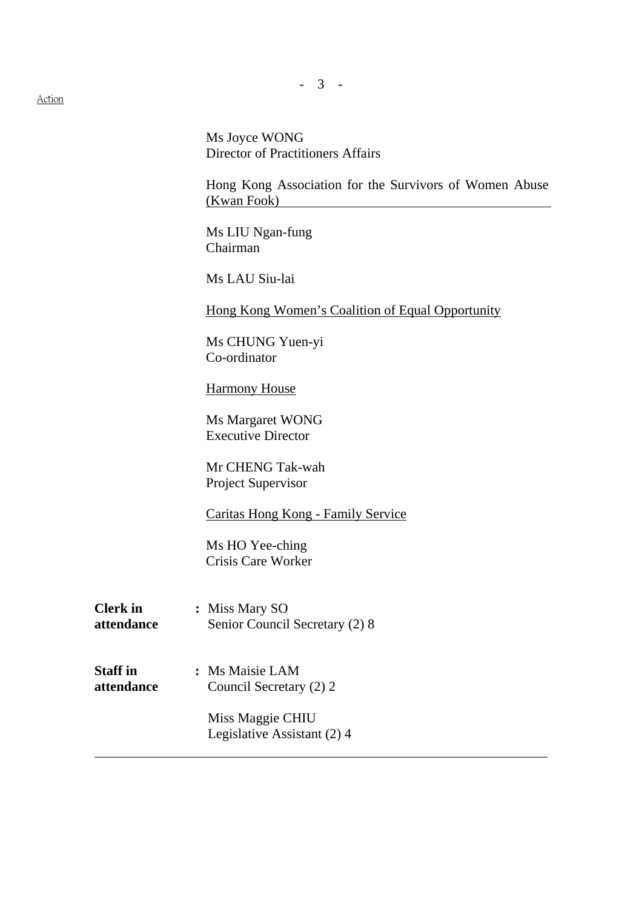Ms Joyce WONG
Director of Practitioners Affairs

<u>Hong Kong Association for the Survivors of Women Abuse (Kwan Fook)</u>

Ms LIU Ngan-fung
Chairman

Ms LAU Siu-lai

<u>Hong Kong Women's Coalition of Equal Opportunity</u>

Ms CHUNG Yuen-yi
Co-ordinator

<u>Harmony House</u>

Ms Margaret WONG
Executive Director

Mr CHENG Tak-wah
Project Supervisor

<u>Caritas Hong Kong - Family Service</u>

Ms HO Yee-ching
Crisis Care Worker

**Clerk in attendance** : Miss Mary SO
Senior Council Secretary (2) 8

**Staff in attendance** : Ms Maisie LAM
Council Secretary (2) 2

Miss Maggie CHIU
Legislative Assistant (2) 4

---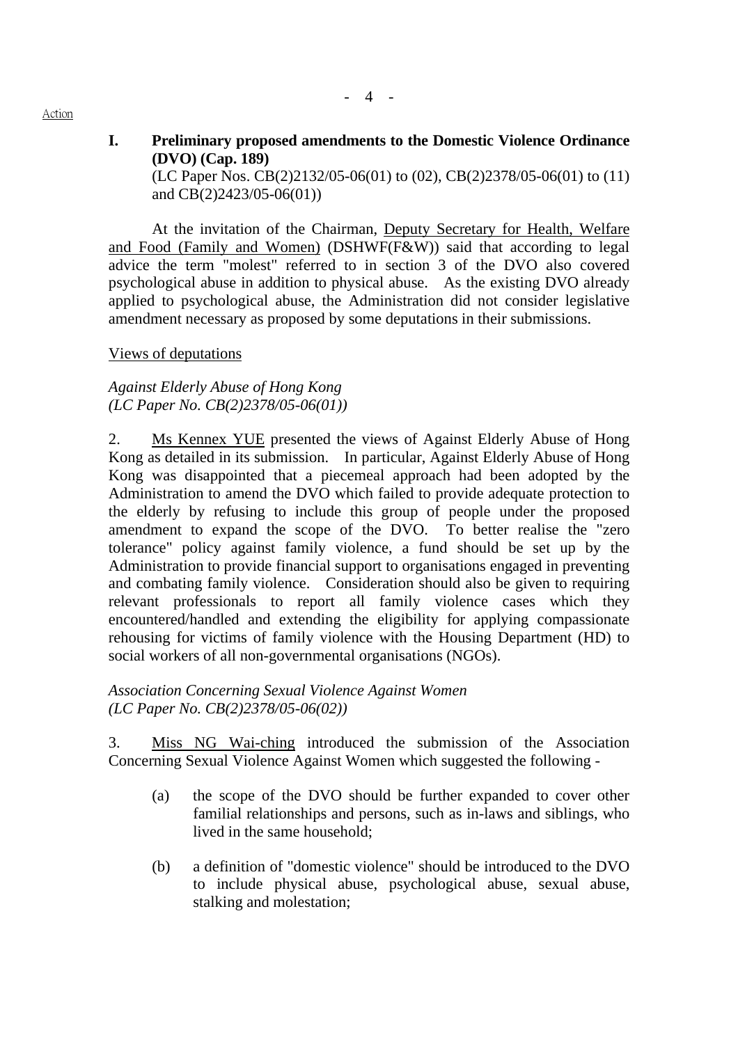## I. Preliminary proposed amendments to the Domestic Violence Ordinance (DVO) (Cap. 189)

(LC Paper Nos. CB(2)2132/05-06(01) to (02), CB(2)2378/05-06(01) to (11) and CB(2)2423/05-06(01))

At the invitation of the Chairman, Deputy Secretary for Health, Welfare and Food (Family and Women) (DSHWF(F&W)) said that according to legal advice the term "molest" referred to in section 3 of the DVO also covered psychological abuse in addition to physical abuse. As the existing DVO already applied to psychological abuse, the Administration did not consider legislative amendment necessary as proposed by some deputations in their submissions.

Views of deputations

*Against Elderly Abuse of Hong Kong*
*(LC Paper No. CB(2)2378/05-06(01))*

2. Ms Kennex YUE presented the views of Against Elderly Abuse of Hong Kong as detailed in its submission. In particular, Against Elderly Abuse of Hong Kong was disappointed that a piecemeal approach had been adopted by the Administration to amend the DVO which failed to provide adequate protection to the elderly by refusing to include this group of people under the proposed amendment to expand the scope of the DVO. To better realise the "zero tolerance" policy against family violence, a fund should be set up by the Administration to provide financial support to organisations engaged in preventing and combating family violence. Consideration should also be given to requiring relevant professionals to report all family violence cases which they encountered/handled and extending the eligibility for applying compassionate rehousing for victims of family violence with the Housing Department (HD) to social workers of all non-governmental organisations (NGOs).

*Association Concerning Sexual Violence Against Women*
*(LC Paper No. CB(2)2378/05-06(02))*

3. Miss NG Wai-ching introduced the submission of the Association Concerning Sexual Violence Against Women which suggested the following -

(a) the scope of the DVO should be further expanded to cover other familial relationships and persons, such as in-laws and siblings, who lived in the same household;

(b) a definition of "domestic violence" should be introduced to the DVO to include physical abuse, psychological abuse, sexual abuse, stalking and molestation;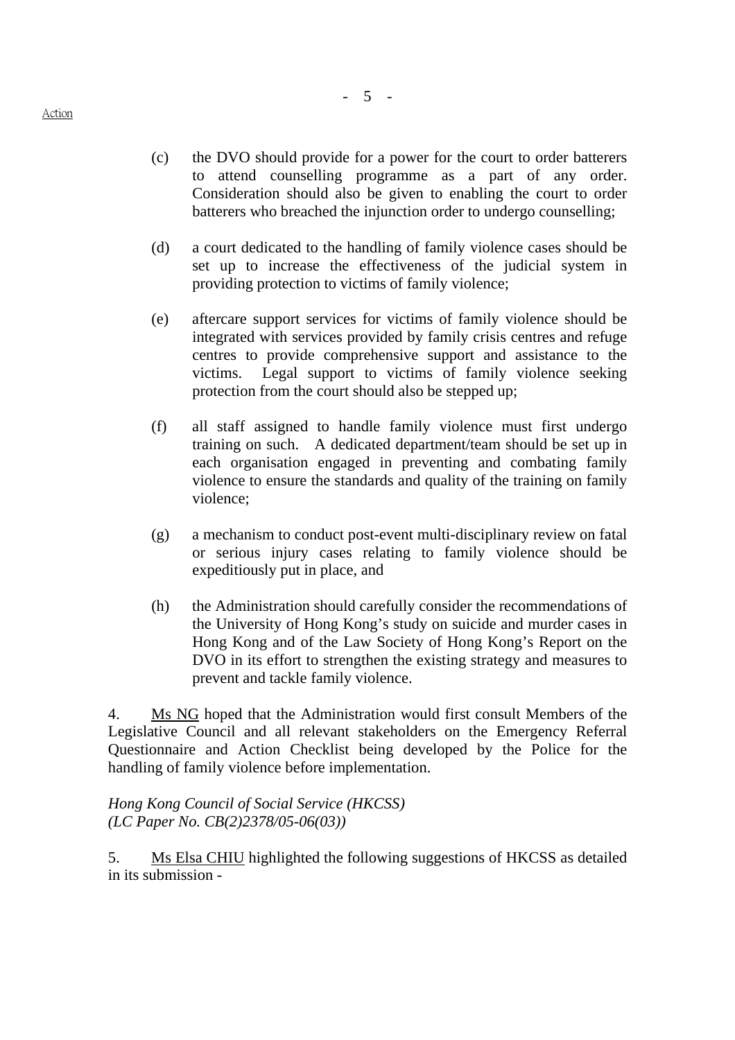Action

(c) the DVO should provide for a power for the court to order batterers to attend counselling programme as a part of any order. Consideration should also be given to enabling the court to order batterers who breached the injunction order to undergo counselling;

(d) a court dedicated to the handling of family violence cases should be set up to increase the effectiveness of the judicial system in providing protection to victims of family violence;

(e) aftercare support services for victims of family violence should be integrated with services provided by family crisis centres and refuge centres to provide comprehensive support and assistance to the victims. Legal support to victims of family violence seeking protection from the court should also be stepped up;

(f) all staff assigned to handle family violence must first undergo training on such. A dedicated department/team should be set up in each organisation engaged in preventing and combating family violence to ensure the standards and quality of the training on family violence;

(g) a mechanism to conduct post-event multi-disciplinary review on fatal or serious injury cases relating to family violence should be expeditiously put in place, and

(h) the Administration should carefully consider the recommendations of the University of Hong Kong's study on suicide and murder cases in Hong Kong and of the Law Society of Hong Kong's Report on the DVO in its effort to strengthen the existing strategy and measures to prevent and tackle family violence.

4. Ms NG hoped that the Administration would first consult Members of the Legislative Council and all relevant stakeholders on the Emergency Referral Questionnaire and Action Checklist being developed by the Police for the handling of family violence before implementation.

*Hong Kong Council of Social Service (HKCSS)*
*(LC Paper No. CB(2)2378/05-06(03))*

5. Ms Elsa CHIU highlighted the following suggestions of HKCSS as detailed in its submission -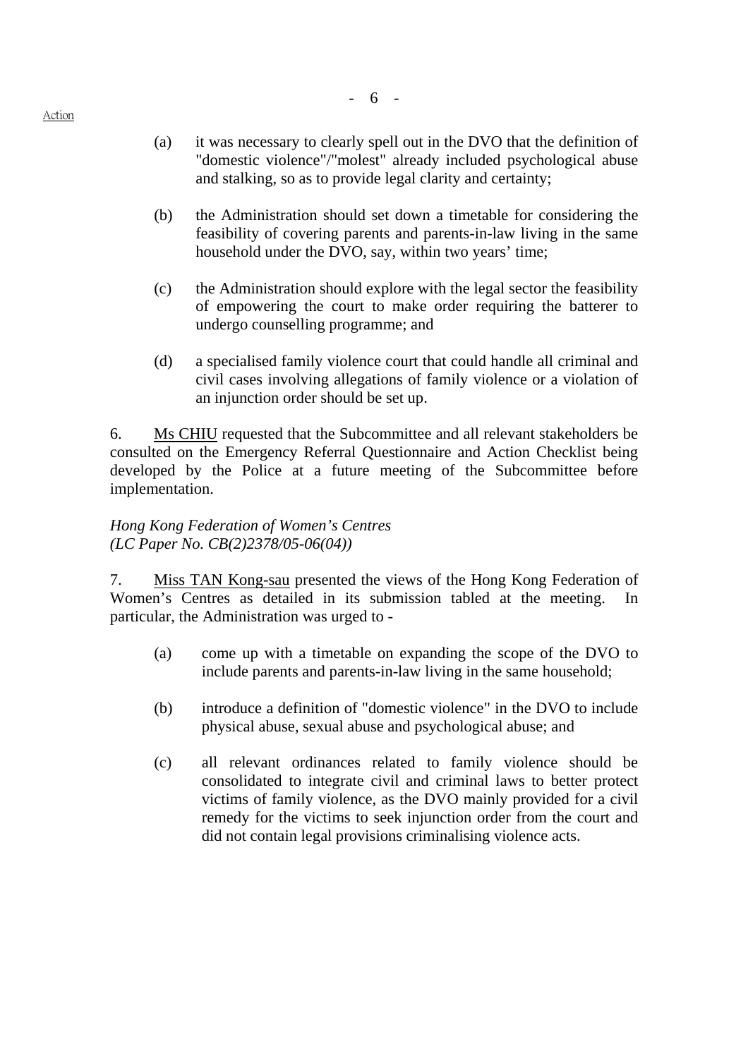(a) it was necessary to clearly spell out in the DVO that the definition of "domestic violence"/"molest" already included psychological abuse and stalking, so as to provide legal clarity and certainty;

(b) the Administration should set down a timetable for considering the feasibility of covering parents and parents-in-law living in the same household under the DVO, say, within two years' time;

(c) the Administration should explore with the legal sector the feasibility of empowering the court to make order requiring the batterer to undergo counselling programme; and

(d) a specialised family violence court that could handle all criminal and civil cases involving allegations of family violence or a violation of an injunction order should be set up.

6. Ms CHIU requested that the Subcommittee and all relevant stakeholders be consulted on the Emergency Referral Questionnaire and Action Checklist being developed by the Police at a future meeting of the Subcommittee before implementation.

*Hong Kong Federation of Women's Centres*
*(LC Paper No. CB(2)2378/05-06(04))*

7. Miss TAN Kong-sau presented the views of the Hong Kong Federation of Women's Centres as detailed in its submission tabled at the meeting. In particular, the Administration was urged to -

(a) come up with a timetable on expanding the scope of the DVO to include parents and parents-in-law living in the same household;

(b) introduce a definition of "domestic violence" in the DVO to include physical abuse, sexual abuse and psychological abuse; and

(c) all relevant ordinances related to family violence should be consolidated to integrate civil and criminal laws to better protect victims of family violence, as the DVO mainly provided for a civil remedy for the victims to seek injunction order from the court and did not contain legal provisions criminalising violence acts.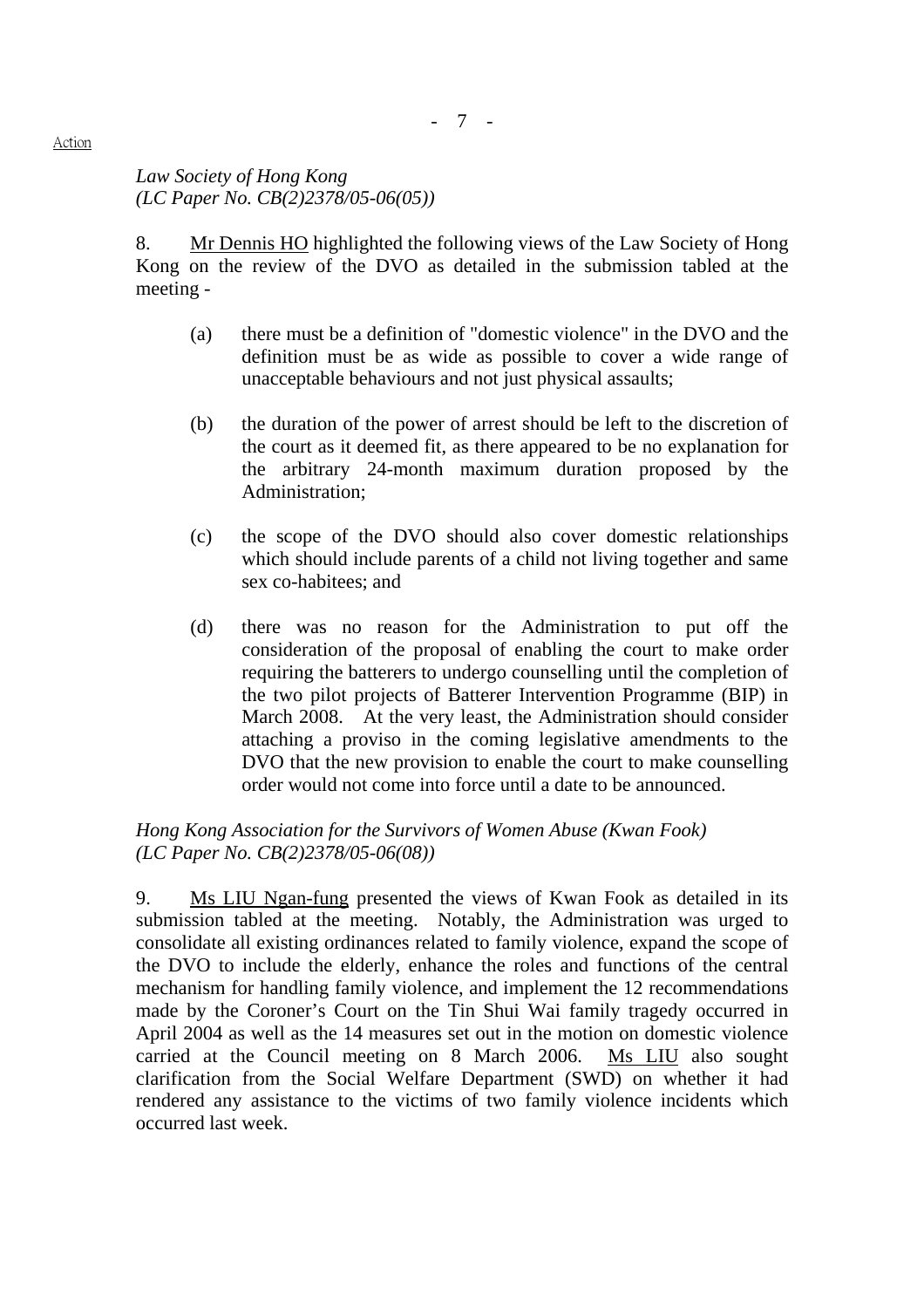Action

*Law Society of Hong Kong*
*(LC Paper No. CB(2)2378/05-06(05))*

8. Mr Dennis HO highlighted the following views of the Law Society of Hong Kong on the review of the DVO as detailed in the submission tabled at the meeting -

(a) there must be a definition of "domestic violence" in the DVO and the definition must be as wide as possible to cover a wide range of unacceptable behaviours and not just physical assaults;

(b) the duration of the power of arrest should be left to the discretion of the court as it deemed fit, as there appeared to be no explanation for the arbitrary 24-month maximum duration proposed by the Administration;

(c) the scope of the DVO should also cover domestic relationships which should include parents of a child not living together and same sex co-habitees; and

(d) there was no reason for the Administration to put off the consideration of the proposal of enabling the court to make order requiring the batterers to undergo counselling until the completion of the two pilot projects of Batterer Intervention Programme (BIP) in March 2008. At the very least, the Administration should consider attaching a proviso in the coming legislative amendments to the DVO that the new provision to enable the court to make counselling order would not come into force until a date to be announced.

*Hong Kong Association for the Survivors of Women Abuse (Kwan Fook)*
*(LC Paper No. CB(2)2378/05-06(08))*

9. Ms LIU Ngan-fung presented the views of Kwan Fook as detailed in its submission tabled at the meeting. Notably, the Administration was urged to consolidate all existing ordinances related to family violence, expand the scope of the DVO to include the elderly, enhance the roles and functions of the central mechanism for handling family violence, and implement the 12 recommendations made by the Coroner's Court on the Tin Shui Wai family tragedy occurred in April 2004 as well as the 14 measures set out in the motion on domestic violence carried at the Council meeting on 8 March 2006. Ms LIU also sought clarification from the Social Welfare Department (SWD) on whether it had rendered any assistance to the victims of two family violence incidents which occurred last week.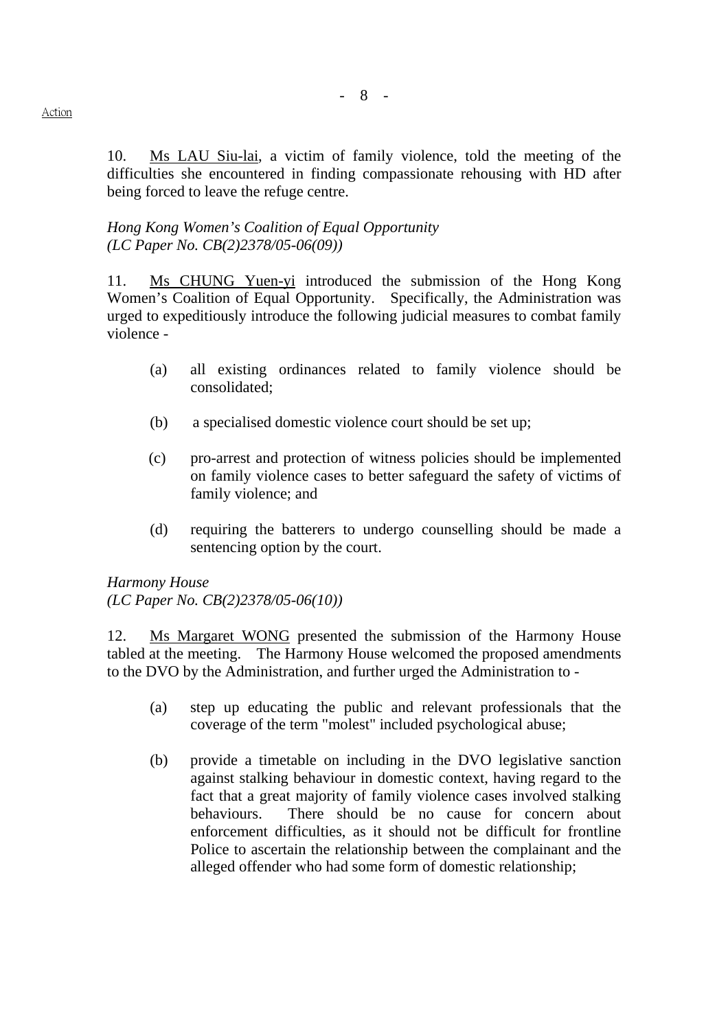Action

10. Ms LAU Siu-lai, a victim of family violence, told the meeting of the difficulties she encountered in finding compassionate rehousing with HD after being forced to leave the refuge centre.

*Hong Kong Women's Coalition of Equal Opportunity*
*(LC Paper No. CB(2)2378/05-06(09))*

11. Ms CHUNG Yuen-yi introduced the submission of the Hong Kong Women's Coalition of Equal Opportunity. Specifically, the Administration was urged to expeditiously introduce the following judicial measures to combat family violence -

(a) all existing ordinances related to family violence should be consolidated;

(b) a specialised domestic violence court should be set up;

(c) pro-arrest and protection of witness policies should be implemented on family violence cases to better safeguard the safety of victims of family violence; and

(d) requiring the batterers to undergo counselling should be made a sentencing option by the court.

*Harmony House*
*(LC Paper No. CB(2)2378/05-06(10))*

12. Ms Margaret WONG presented the submission of the Harmony House tabled at the meeting. The Harmony House welcomed the proposed amendments to the DVO by the Administration, and further urged the Administration to -

(a) step up educating the public and relevant professionals that the coverage of the term "molest" included psychological abuse;

(b) provide a timetable on including in the DVO legislative sanction against stalking behaviour in domestic context, having regard to the fact that a great majority of family violence cases involved stalking behaviours. There should be no cause for concern about enforcement difficulties, as it should not be difficult for frontline Police to ascertain the relationship between the complainant and the alleged offender who had some form of domestic relationship;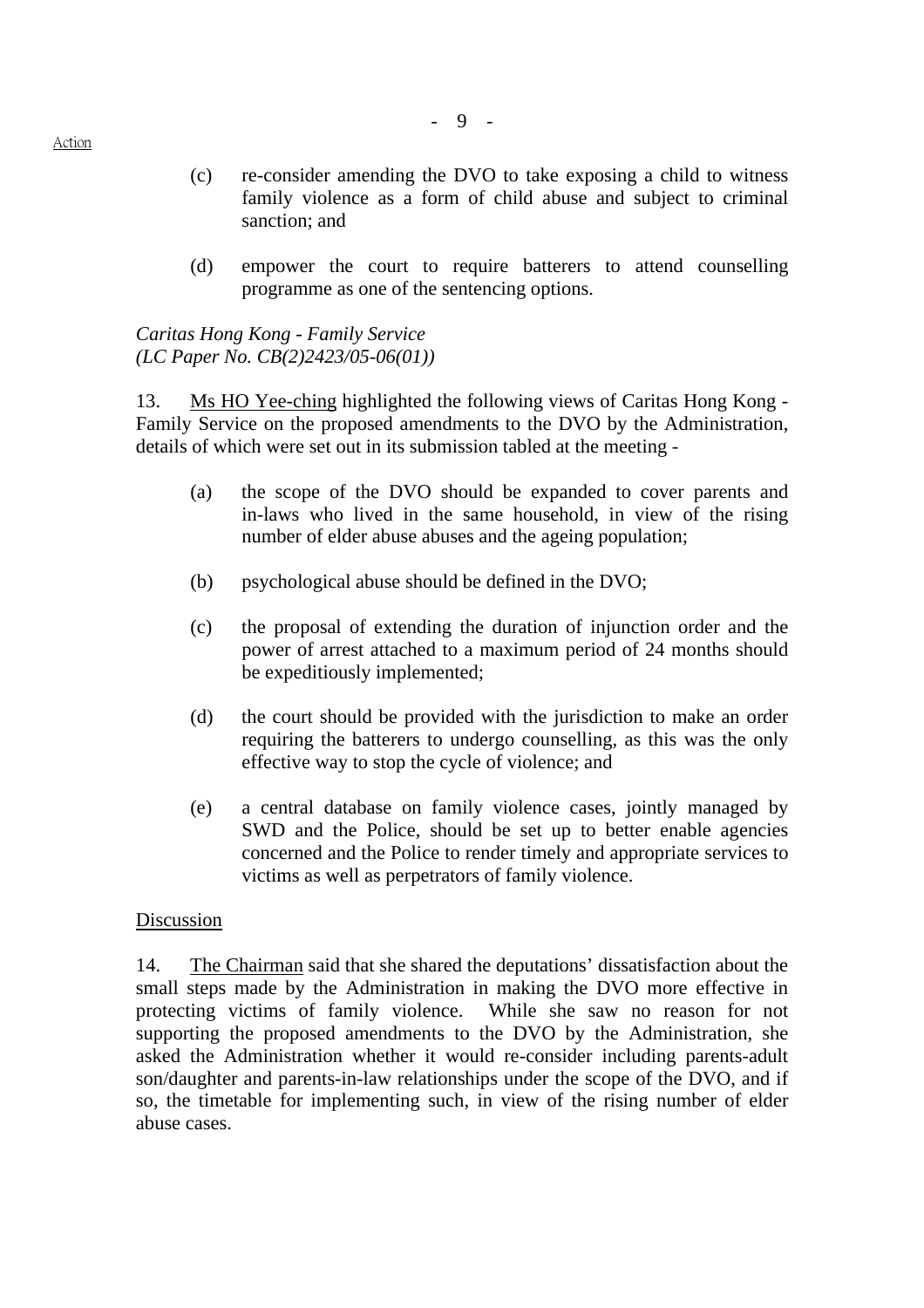Action

(c) re-consider amending the DVO to take exposing a child to witness family violence as a form of child abuse and subject to criminal sanction; and

(d) empower the court to require batterers to attend counselling programme as one of the sentencing options.

*Caritas Hong Kong - Family Service*
*(LC Paper No. CB(2)2423/05-06(01))*

13. Ms HO Yee-ching highlighted the following views of Caritas Hong Kong - Family Service on the proposed amendments to the DVO by the Administration, details of which were set out in its submission tabled at the meeting -

(a) the scope of the DVO should be expanded to cover parents and in-laws who lived in the same household, in view of the rising number of elder abuse abuses and the ageing population;

(b) psychological abuse should be defined in the DVO;

(c) the proposal of extending the duration of injunction order and the power of arrest attached to a maximum period of 24 months should be expeditiously implemented;

(d) the court should be provided with the jurisdiction to make an order requiring the batterers to undergo counselling, as this was the only effective way to stop the cycle of violence; and

(e) a central database on family violence cases, jointly managed by SWD and the Police, should be set up to better enable agencies concerned and the Police to render timely and appropriate services to victims as well as perpetrators of family violence.

Discussion

14. The Chairman said that she shared the deputations' dissatisfaction about the small steps made by the Administration in making the DVO more effective in protecting victims of family violence. While she saw no reason for not supporting the proposed amendments to the DVO by the Administration, she asked the Administration whether it would re-consider including parents-adult son/daughter and parents-in-law relationships under the scope of the DVO, and if so, the timetable for implementing such, in view of the rising number of elder abuse cases.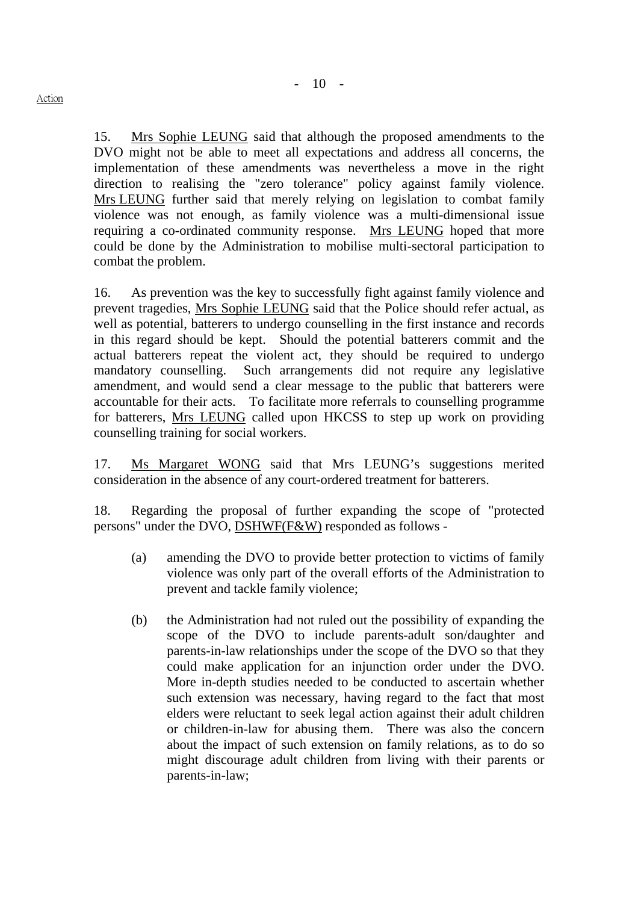15. Mrs Sophie LEUNG said that although the proposed amendments to the DVO might not be able to meet all expectations and address all concerns, the implementation of these amendments was nevertheless a move in the right direction to realising the "zero tolerance" policy against family violence. Mrs LEUNG further said that merely relying on legislation to combat family violence was not enough, as family violence was a multi-dimensional issue requiring a co-ordinated community response. Mrs LEUNG hoped that more could be done by the Administration to mobilise multi-sectoral participation to combat the problem.

16. As prevention was the key to successfully fight against family violence and prevent tragedies, Mrs Sophie LEUNG said that the Police should refer actual, as well as potential, batterers to undergo counselling in the first instance and records in this regard should be kept. Should the potential batterers commit and the actual batterers repeat the violent act, they should be required to undergo mandatory counselling. Such arrangements did not require any legislative amendment, and would send a clear message to the public that batterers were accountable for their acts. To facilitate more referrals to counselling programme for batterers, Mrs LEUNG called upon HKCSS to step up work on providing counselling training for social workers.

17. Ms Margaret WONG said that Mrs LEUNG's suggestions merited consideration in the absence of any court-ordered treatment for batterers.

18. Regarding the proposal of further expanding the scope of "protected persons" under the DVO, DSHWF(F&W) responded as follows -

(a) amending the DVO to provide better protection to victims of family violence was only part of the overall efforts of the Administration to prevent and tackle family violence;

(b) the Administration had not ruled out the possibility of expanding the scope of the DVO to include parents-adult son/daughter and parents-in-law relationships under the scope of the DVO so that they could make application for an injunction order under the DVO. More in-depth studies needed to be conducted to ascertain whether such extension was necessary, having regard to the fact that most elders were reluctant to seek legal action against their adult children or children-in-law for abusing them. There was also the concern about the impact of such extension on family relations, as to do so might discourage adult children from living with their parents or parents-in-law;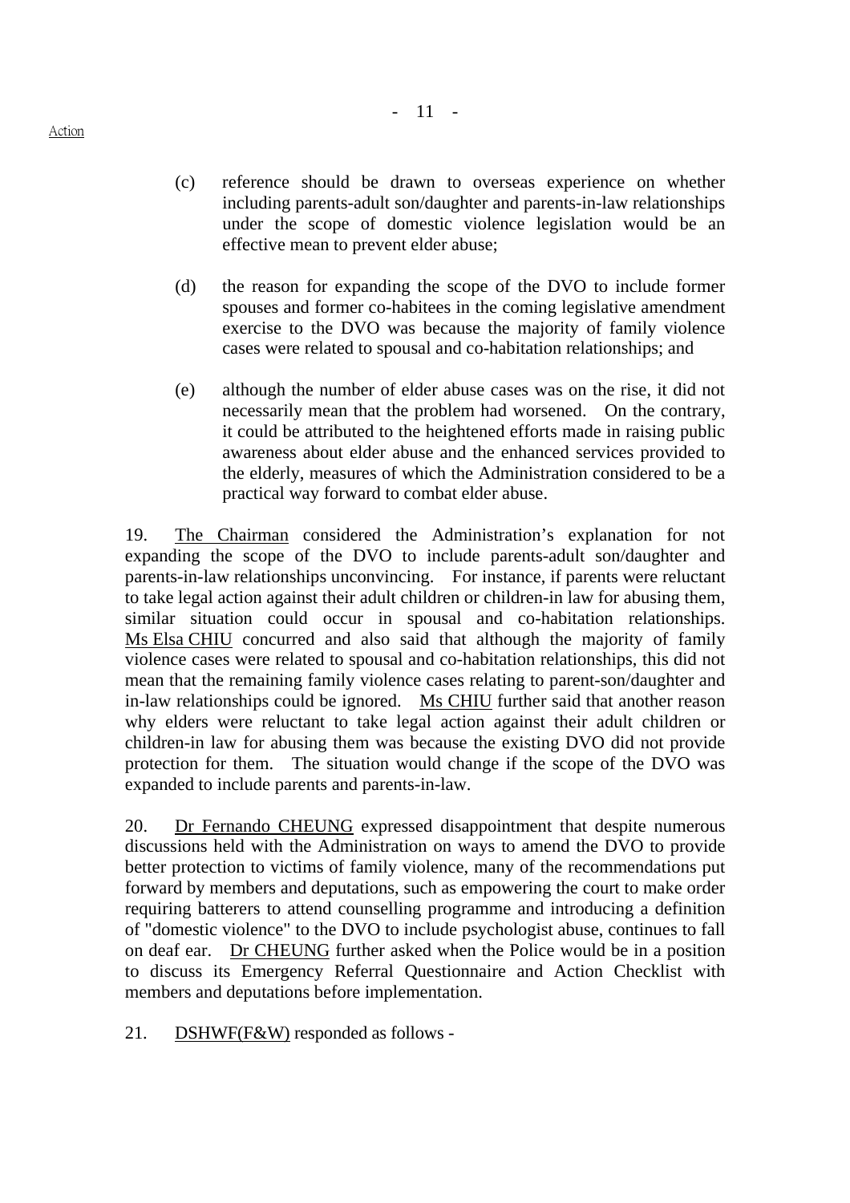Action

(c) reference should be drawn to overseas experience on whether including parents-adult son/daughter and parents-in-law relationships under the scope of domestic violence legislation would be an effective mean to prevent elder abuse;

(d) the reason for expanding the scope of the DVO to include former spouses and former co-habitees in the coming legislative amendment exercise to the DVO was because the majority of family violence cases were related to spousal and co-habitation relationships; and

(e) although the number of elder abuse cases was on the rise, it did not necessarily mean that the problem had worsened. On the contrary, it could be attributed to the heightened efforts made in raising public awareness about elder abuse and the enhanced services provided to the elderly, measures of which the Administration considered to be a practical way forward to combat elder abuse.

19. The Chairman considered the Administration's explanation for not expanding the scope of the DVO to include parents-adult son/daughter and parents-in-law relationships unconvincing. For instance, if parents were reluctant to take legal action against their adult children or children-in law for abusing them, similar situation could occur in spousal and co-habitation relationships. Ms Elsa CHIU concurred and also said that although the majority of family violence cases were related to spousal and co-habitation relationships, this did not mean that the remaining family violence cases relating to parent-son/daughter and in-law relationships could be ignored. Ms CHIU further said that another reason why elders were reluctant to take legal action against their adult children or children-in law for abusing them was because the existing DVO did not provide protection for them. The situation would change if the scope of the DVO was expanded to include parents and parents-in-law.

20. Dr Fernando CHEUNG expressed disappointment that despite numerous discussions held with the Administration on ways to amend the DVO to provide better protection to victims of family violence, many of the recommendations put forward by members and deputations, such as empowering the court to make order requiring batterers to attend counselling programme and introducing a definition of "domestic violence" to the DVO to include psychologist abuse, continues to fall on deaf ear. Dr CHEUNG further asked when the Police would be in a position to discuss its Emergency Referral Questionnaire and Action Checklist with members and deputations before implementation.

21. DSHWF(F&W) responded as follows -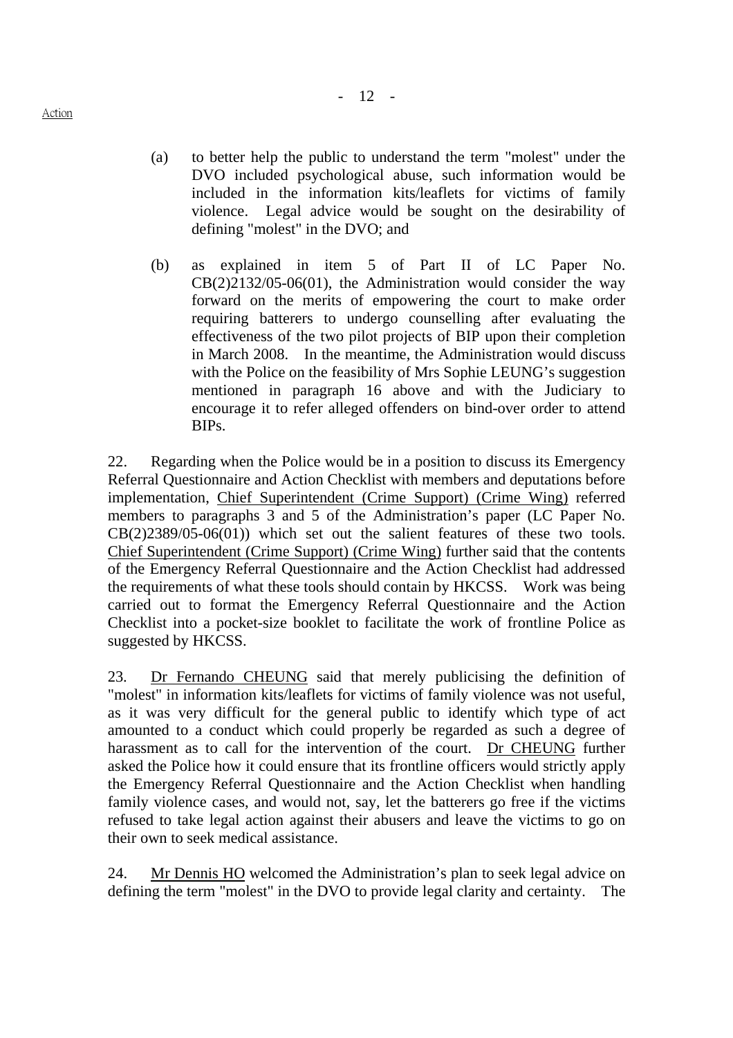(a) to better help the public to understand the term "molest" under the DVO included psychological abuse, such information would be included in the information kits/leaflets for victims of family violence. Legal advice would be sought on the desirability of defining "molest" in the DVO; and

(b) as explained in item 5 of Part II of LC Paper No. CB(2)2132/05-06(01), the Administration would consider the way forward on the merits of empowering the court to make order requiring batterers to undergo counselling after evaluating the effectiveness of the two pilot projects of BIP upon their completion in March 2008. In the meantime, the Administration would discuss with the Police on the feasibility of Mrs Sophie LEUNG's suggestion mentioned in paragraph 16 above and with the Judiciary to encourage it to refer alleged offenders on bind-over order to attend BIPs.

22. Regarding when the Police would be in a position to discuss its Emergency Referral Questionnaire and Action Checklist with members and deputations before implementation, Chief Superintendent (Crime Support) (Crime Wing) referred members to paragraphs 3 and 5 of the Administration's paper (LC Paper No. CB(2)2389/05-06(01)) which set out the salient features of these two tools. Chief Superintendent (Crime Support) (Crime Wing) further said that the contents of the Emergency Referral Questionnaire and the Action Checklist had addressed the requirements of what these tools should contain by HKCSS. Work was being carried out to format the Emergency Referral Questionnaire and the Action Checklist into a pocket-size booklet to facilitate the work of frontline Police as suggested by HKCSS.

23. Dr Fernando CHEUNG said that merely publicising the definition of "molest" in information kits/leaflets for victims of family violence was not useful, as it was very difficult for the general public to identify which type of act amounted to a conduct which could properly be regarded as such a degree of harassment as to call for the intervention of the court. Dr CHEUNG further asked the Police how it could ensure that its frontline officers would strictly apply the Emergency Referral Questionnaire and the Action Checklist when handling family violence cases, and would not, say, let the batterers go free if the victims refused to take legal action against their abusers and leave the victims to go on their own to seek medical assistance.

24. Mr Dennis HO welcomed the Administration's plan to seek legal advice on defining the term "molest" in the DVO to provide legal clarity and certainty. The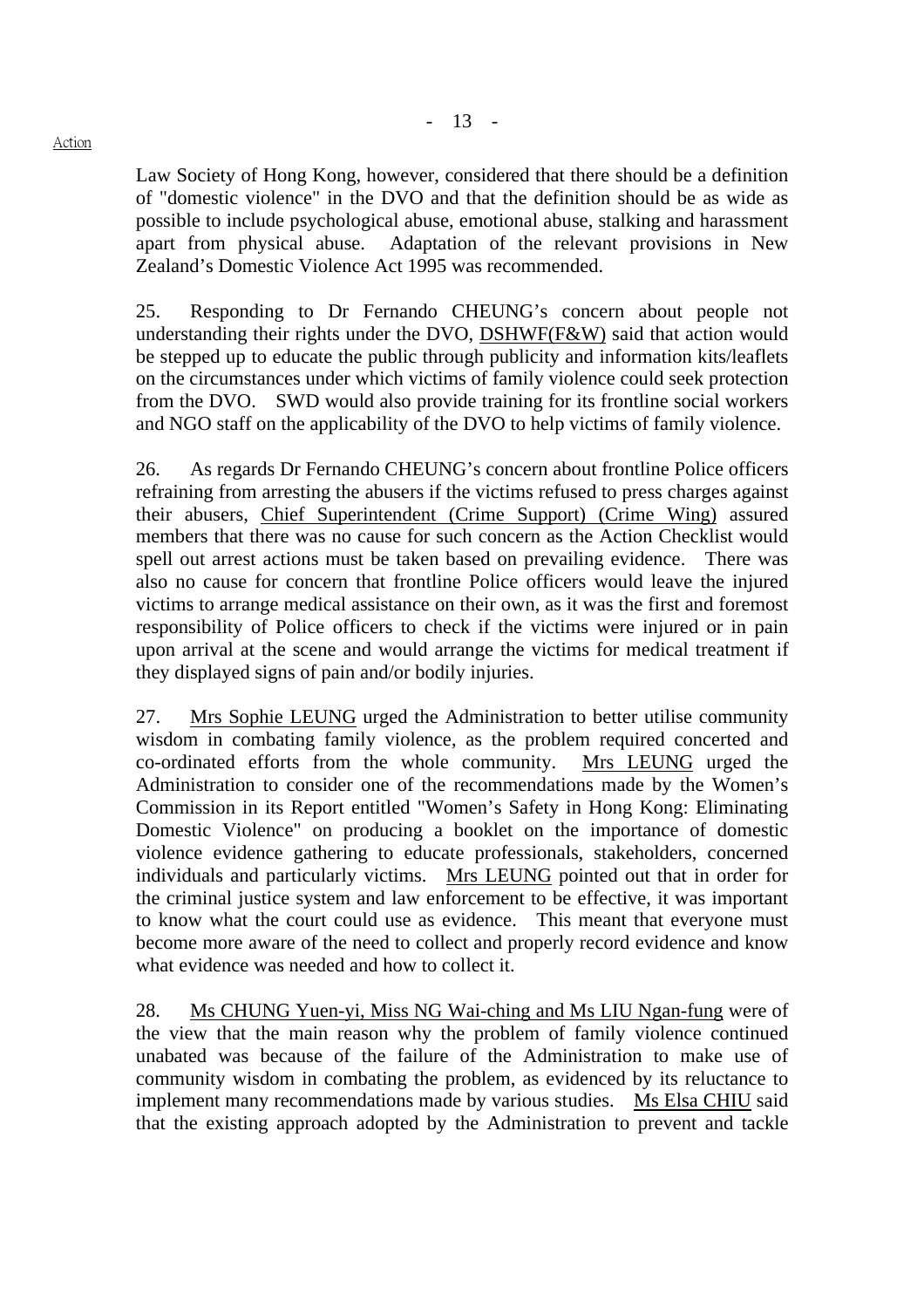Law Society of Hong Kong, however, considered that there should be a definition of "domestic violence" in the DVO and that the definition should be as wide as possible to include psychological abuse, emotional abuse, stalking and harassment apart from physical abuse. Adaptation of the relevant provisions in New Zealand's Domestic Violence Act 1995 was recommended.

25. Responding to Dr Fernando CHEUNG's concern about people not understanding their rights under the DVO, DSHWF(F&W) said that action would be stepped up to educate the public through publicity and information kits/leaflets on the circumstances under which victims of family violence could seek protection from the DVO. SWD would also provide training for its frontline social workers and NGO staff on the applicability of the DVO to help victims of family violence.

26. As regards Dr Fernando CHEUNG's concern about frontline Police officers refraining from arresting the abusers if the victims refused to press charges against their abusers, Chief Superintendent (Crime Support) (Crime Wing) assured members that there was no cause for such concern as the Action Checklist would spell out arrest actions must be taken based on prevailing evidence. There was also no cause for concern that frontline Police officers would leave the injured victims to arrange medical assistance on their own, as it was the first and foremost responsibility of Police officers to check if the victims were injured or in pain upon arrival at the scene and would arrange the victims for medical treatment if they displayed signs of pain and/or bodily injuries.

27. Mrs Sophie LEUNG urged the Administration to better utilise community wisdom in combating family violence, as the problem required concerted and co-ordinated efforts from the whole community. Mrs LEUNG urged the Administration to consider one of the recommendations made by the Women's Commission in its Report entitled "Women's Safety in Hong Kong: Eliminating Domestic Violence" on producing a booklet on the importance of domestic violence evidence gathering to educate professionals, stakeholders, concerned individuals and particularly victims. Mrs LEUNG pointed out that in order for the criminal justice system and law enforcement to be effective, it was important to know what the court could use as evidence. This meant that everyone must become more aware of the need to collect and properly record evidence and know what evidence was needed and how to collect it.

28. Ms CHUNG Yuen-yi, Miss NG Wai-ching and Ms LIU Ngan-fung were of the view that the main reason why the problem of family violence continued unabated was because of the failure of the Administration to make use of community wisdom in combating the problem, as evidenced by its reluctance to implement many recommendations made by various studies. Ms Elsa CHIU said that the existing approach adopted by the Administration to prevent and tackle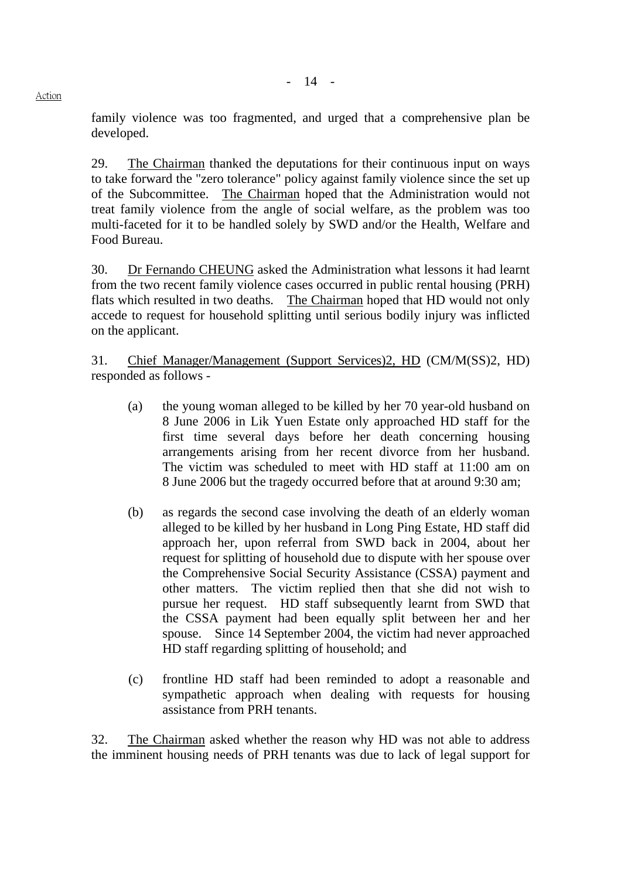family violence was too fragmented, and urged that a comprehensive plan be developed.

29. The Chairman thanked the deputations for their continuous input on ways to take forward the "zero tolerance" policy against family violence since the set up of the Subcommittee. The Chairman hoped that the Administration would not treat family violence from the angle of social welfare, as the problem was too multi-faceted for it to be handled solely by SWD and/or the Health, Welfare and Food Bureau.

30. Dr Fernando CHEUNG asked the Administration what lessons it had learnt from the two recent family violence cases occurred in public rental housing (PRH) flats which resulted in two deaths. The Chairman hoped that HD would not only accede to request for household splitting until serious bodily injury was inflicted on the applicant.

31. Chief Manager/Management (Support Services)2, HD (CM/M(SS)2, HD) responded as follows -

(a) the young woman alleged to be killed by her 70 year-old husband on 8 June 2006 in Lik Yuen Estate only approached HD staff for the first time several days before her death concerning housing arrangements arising from her recent divorce from her husband. The victim was scheduled to meet with HD staff at 11:00 am on 8 June 2006 but the tragedy occurred before that at around 9:30 am;

(b) as regards the second case involving the death of an elderly woman alleged to be killed by her husband in Long Ping Estate, HD staff did approach her, upon referral from SWD back in 2004, about her request for splitting of household due to dispute with her spouse over the Comprehensive Social Security Assistance (CSSA) payment and other matters. The victim replied then that she did not wish to pursue her request. HD staff subsequently learnt from SWD that the CSSA payment had been equally split between her and her spouse. Since 14 September 2004, the victim had never approached HD staff regarding splitting of household; and

(c) frontline HD staff had been reminded to adopt a reasonable and sympathetic approach when dealing with requests for housing assistance from PRH tenants.

32. The Chairman asked whether the reason why HD was not able to address the imminent housing needs of PRH tenants was due to lack of legal support for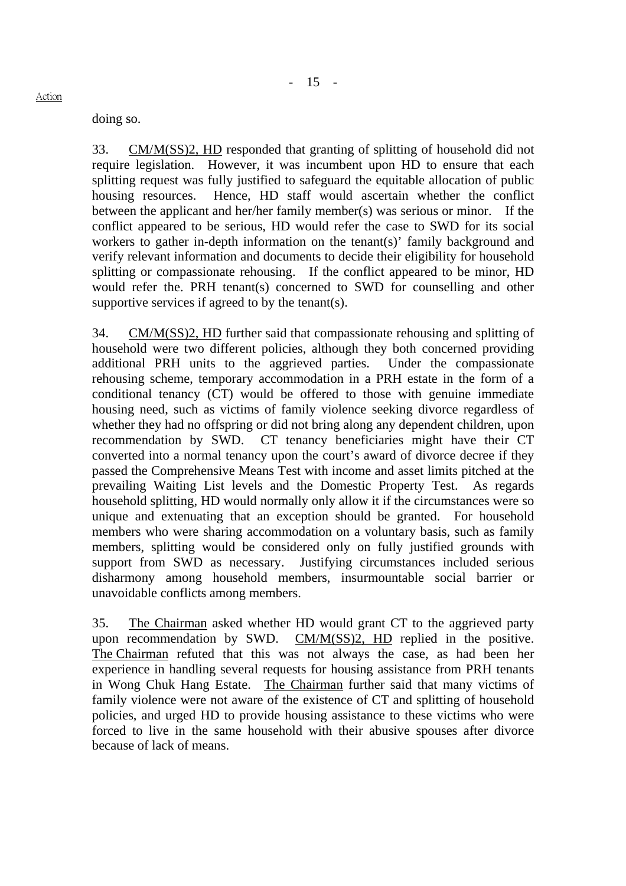doing so.

33. CM/M(SS)2, HD responded that granting of splitting of household did not require legislation. However, it was incumbent upon HD to ensure that each splitting request was fully justified to safeguard the equitable allocation of public housing resources. Hence, HD staff would ascertain whether the conflict between the applicant and her/her family member(s) was serious or minor. If the conflict appeared to be serious, HD would refer the case to SWD for its social workers to gather in-depth information on the tenant(s)' family background and verify relevant information and documents to decide their eligibility for household splitting or compassionate rehousing. If the conflict appeared to be minor, HD would refer the. PRH tenant(s) concerned to SWD for counselling and other supportive services if agreed to by the tenant(s).

34. CM/M(SS)2, HD further said that compassionate rehousing and splitting of household were two different policies, although they both concerned providing additional PRH units to the aggrieved parties. Under the compassionate rehousing scheme, temporary accommodation in a PRH estate in the form of a conditional tenancy (CT) would be offered to those with genuine immediate housing need, such as victims of family violence seeking divorce regardless of whether they had no offspring or did not bring along any dependent children, upon recommendation by SWD. CT tenancy beneficiaries might have their CT converted into a normal tenancy upon the court's award of divorce decree if they passed the Comprehensive Means Test with income and asset limits pitched at the prevailing Waiting List levels and the Domestic Property Test. As regards household splitting, HD would normally only allow it if the circumstances were so unique and extenuating that an exception should be granted. For household members who were sharing accommodation on a voluntary basis, such as family members, splitting would be considered only on fully justified grounds with support from SWD as necessary. Justifying circumstances included serious disharmony among household members, insurmountable social barrier or unavoidable conflicts among members.

35. The Chairman asked whether HD would grant CT to the aggrieved party upon recommendation by SWD. CM/M(SS)2, HD replied in the positive. The Chairman refuted that this was not always the case, as had been her experience in handling several requests for housing assistance from PRH tenants in Wong Chuk Hang Estate. The Chairman further said that many victims of family violence were not aware of the existence of CT and splitting of household policies, and urged HD to provide housing assistance to these victims who were forced to live in the same household with their abusive spouses after divorce because of lack of means.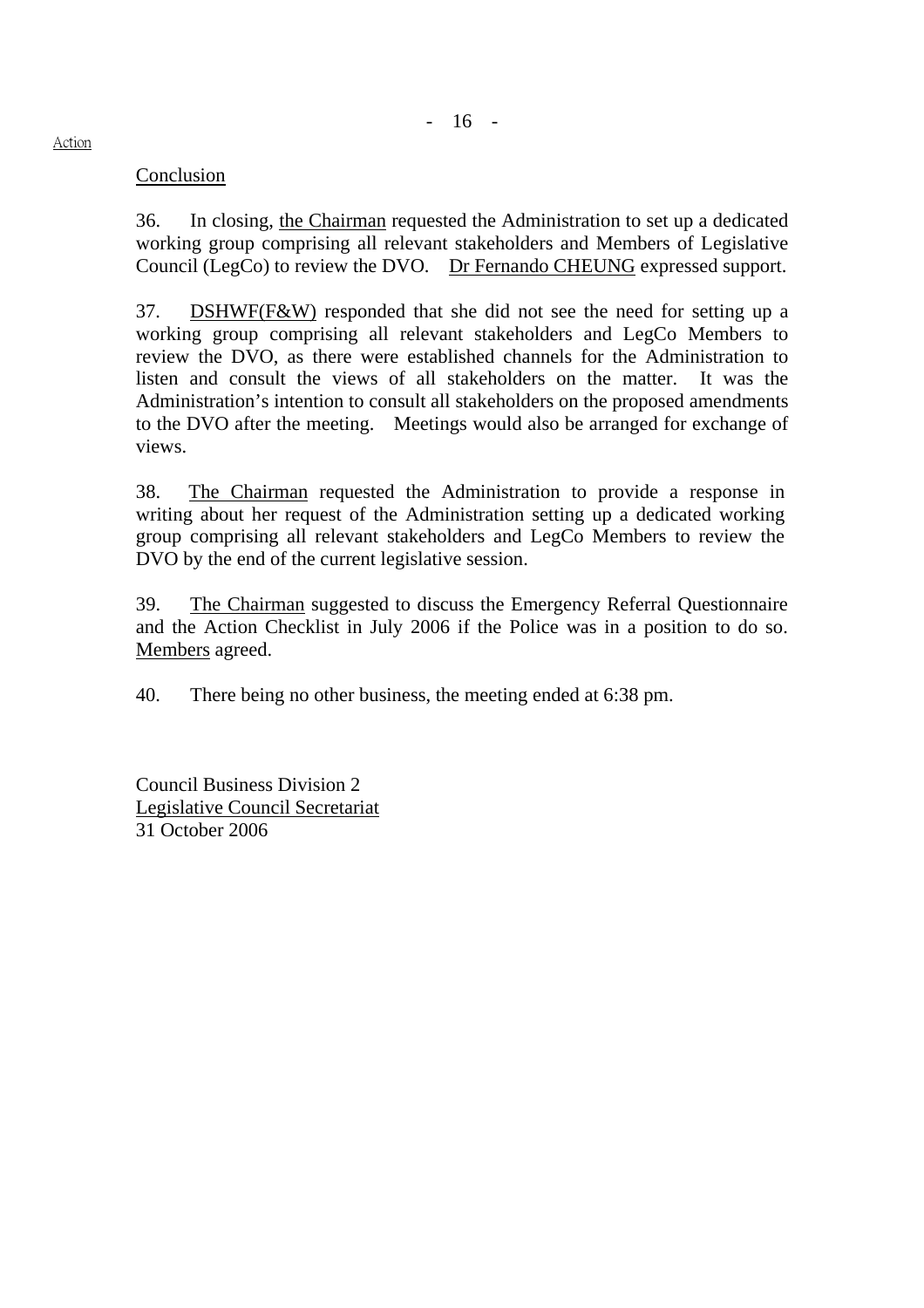Action

Conclusion

36. In closing, the Chairman requested the Administration to set up a dedicated working group comprising all relevant stakeholders and Members of Legislative Council (LegCo) to review the DVO. Dr Fernando CHEUNG expressed support.

37. DSHWF(F&W) responded that she did not see the need for setting up a working group comprising all relevant stakeholders and LegCo Members to review the DVO, as there were established channels for the Administration to listen and consult the views of all stakeholders on the matter. It was the Administration's intention to consult all stakeholders on the proposed amendments to the DVO after the meeting. Meetings would also be arranged for exchange of views.

38. The Chairman requested the Administration to provide a response in writing about her request of the Administration setting up a dedicated working group comprising all relevant stakeholders and LegCo Members to review the DVO by the end of the current legislative session.

39. The Chairman suggested to discuss the Emergency Referral Questionnaire and the Action Checklist in July 2006 if the Police was in a position to do so. Members agreed.

40. There being no other business, the meeting ended at 6:38 pm.

Council Business Division 2
Legislative Council Secretariat
31 October 2006